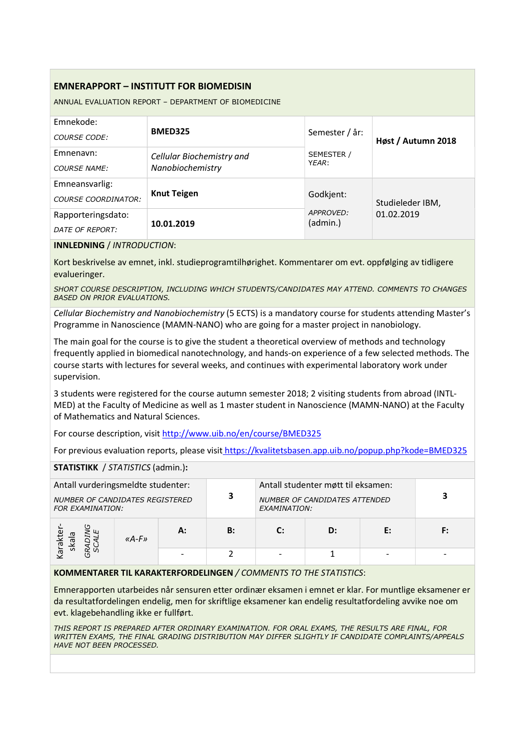## EMNERAPPORT – INSTITUTT FOR BIOMEDISIN

ANNUAL EVALUATION REPORT – DEPARTMENT OF BIOMEDICINE

| | | | |
|---|---|---|---|
| Emnekode: *COURSE CODE:* | **BMED325** | Semester / år: SEMESTER / YEAR: | **Høst / Autumn 2018** |
| Emnenavn: *COURSE NAME:* | *Cellular Biochemistry and Nanobiochemistry* | | |
| Emneansvarlig: *COURSE COORDINATOR:* | **Knut Teigen** | Godkjent: *APPROVED:* (admin.) | Studieleder IBM, 01.02.2019 |
| Rapporteringsdato: *DATE OF REPORT:* | **10.01.2019** | | |

**INNLEDNING** / *INTRODUCTION*:

Kort beskrivelse av emnet, inkl. studieprogramtilhørighet. Kommentarer om evt. oppfølging av tidligere evalueringer.

*SHORT COURSE DESCRIPTION, INCLUDING WHICH STUDENTS/CANDIDATES MAY ATTEND. COMMENTS TO CHANGES BASED ON PRIOR EVALUATIONS.*

*Cellular Biochemistry and Nanobiochemistry* (5 ECTS) is a mandatory course for students attending Master's Programme in Nanoscience (MAMN-NANO) who are going for a master project in nanobiology.

The main goal for the course is to give the student a theoretical overview of methods and technology frequently applied in biomedical nanotechnology, and hands-on experience of a few selected methods. The course starts with lectures for several weeks, and continues with experimental laboratory work under supervision.

3 students were registered for the course autumn semester 2018; 2 visiting students from abroad (INTL-MED) at the Faculty of Medicine as well as 1 master student in Nanoscience (MAMN-NANO) at the Faculty of Mathematics and Natural Sciences.

For course description, visit http://www.uib.no/en/course/BMED325

For previous evaluation reports, please visit https://kvalitetsbasen.app.uib.no/popup.php?kode=BMED325

**STATISTIKK** / *STATISTICS* (admin.)**:**

| Antall vurderingsmeldte studenter: *NUMBER OF CANDIDATES REGISTERED FOR EXAMINATION:* | 3 | Antall studenter møtt til eksamen: *NUMBER OF CANDIDATES ATTENDED EXAMINATION:* | 3 |
|---|---|---|---|

| Karakter-skala *GRADING SCALE* | «A-F» | A: | B: | C: | D: | E: | F: |
|---|---|---|---|---|---|---|---|
| | | - | 2 | - | 1 | - | - |

**KOMMENTARER TIL KARAKTERFORDELINGEN** / *COMMENTS TO THE STATISTICS*:

Emnerapporten utarbeides når sensuren etter ordinær eksamen i emnet er klar. For muntlige eksamener er da resultatfordelingen endelig, men for skriftlige eksamener kan endelig resultatfordeling avvike noe om evt. klagebehandling ikke er fullført.

*THIS REPORT IS PREPARED AFTER ORDINARY EXAMINATION. FOR ORAL EXAMS, THE RESULTS ARE FINAL, FOR WRITTEN EXAMS, THE FINAL GRADING DISTRIBUTION MAY DIFFER SLIGHTLY IF CANDIDATE COMPLAINTS/APPEALS HAVE NOT BEEN PROCESSED.*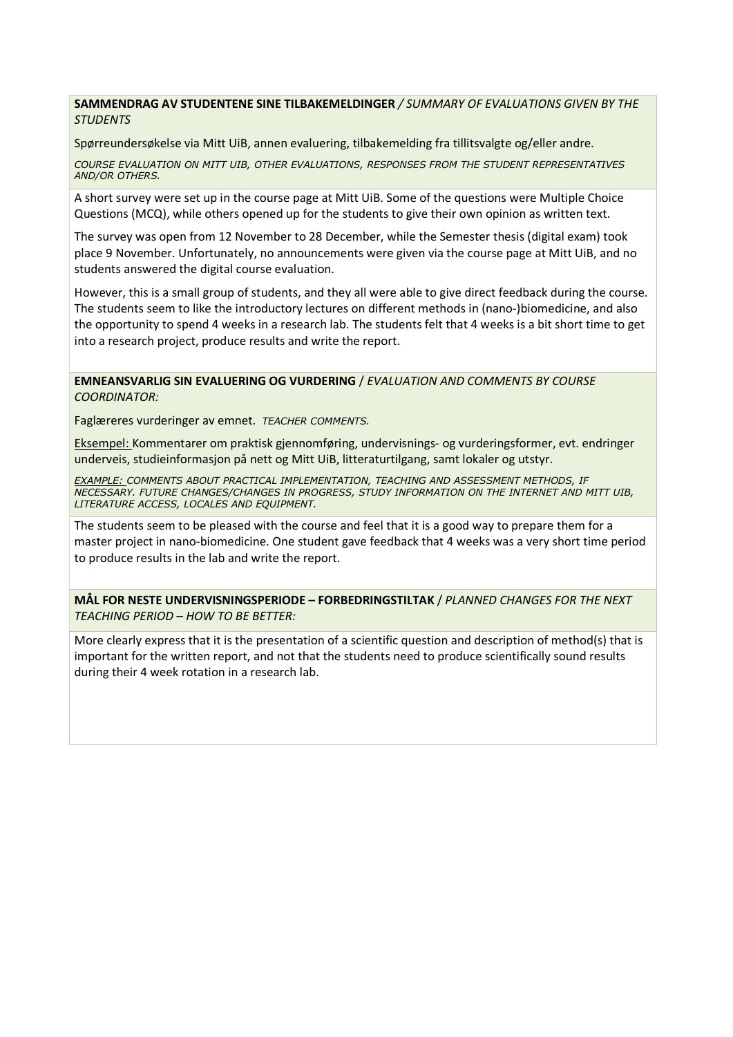**SAMMENDRAG AV STUDENTENE SINE TILBAKEMELDINGER** / *SUMMARY OF EVALUATIONS GIVEN BY THE STUDENTS*

Spørreundersøkelse via Mitt UiB, annen evaluering, tilbakemelding fra tillitsvalgte og/eller andre.

*COURSE EVALUATION ON MITT UIB, OTHER EVALUATIONS, RESPONSES FROM THE STUDENT REPRESENTATIVES AND/OR OTHERS.*

A short survey were set up in the course page at Mitt UiB. Some of the questions were Multiple Choice Questions (MCQ), while others opened up for the students to give their own opinion as written text.

The survey was open from 12 November to 28 December, while the Semester thesis (digital exam) took place 9 November. Unfortunately, no announcements were given via the course page at Mitt UiB, and no students answered the digital course evaluation.

However, this is a small group of students, and they all were able to give direct feedback during the course. The students seem to like the introductory lectures on different methods in (nano-)biomedicine, and also the opportunity to spend 4 weeks in a research lab. The students felt that 4 weeks is a bit short time to get into a research project, produce results and write the report.

**EMNEANSVARLIG SIN EVALUERING OG VURDERING** / *EVALUATION AND COMMENTS BY COURSE COORDINATOR:*

Faglæreres vurderinger av emnet. *TEACHER COMMENTS.*

Eksempel: Kommentarer om praktisk gjennomføring, undervisnings- og vurderingsformer, evt. endringer underveis, studieinformasjon på nett og Mitt UiB, litteraturtilgang, samt lokaler og utstyr.

*EXAMPLE: COMMENTS ABOUT PRACTICAL IMPLEMENTATION, TEACHING AND ASSESSMENT METHODS, IF NECESSARY. FUTURE CHANGES/CHANGES IN PROGRESS, STUDY INFORMATION ON THE INTERNET AND MITT UIB, LITERATURE ACCESS, LOCALES AND EQUIPMENT.*

The students seem to be pleased with the course and feel that it is a good way to prepare them for a master project in nano-biomedicine. One student gave feedback that 4 weeks was a very short time period to produce results in the lab and write the report.

**MÅL FOR NESTE UNDERVISNINGSPERIODE – FORBEDRINGSTILTAK** / *PLANNED CHANGES FOR THE NEXT TEACHING PERIOD – HOW TO BE BETTER:*

More clearly express that it is the presentation of a scientific question and description of method(s) that is important for the written report, and not that the students need to produce scientifically sound results during their 4 week rotation in a research lab.